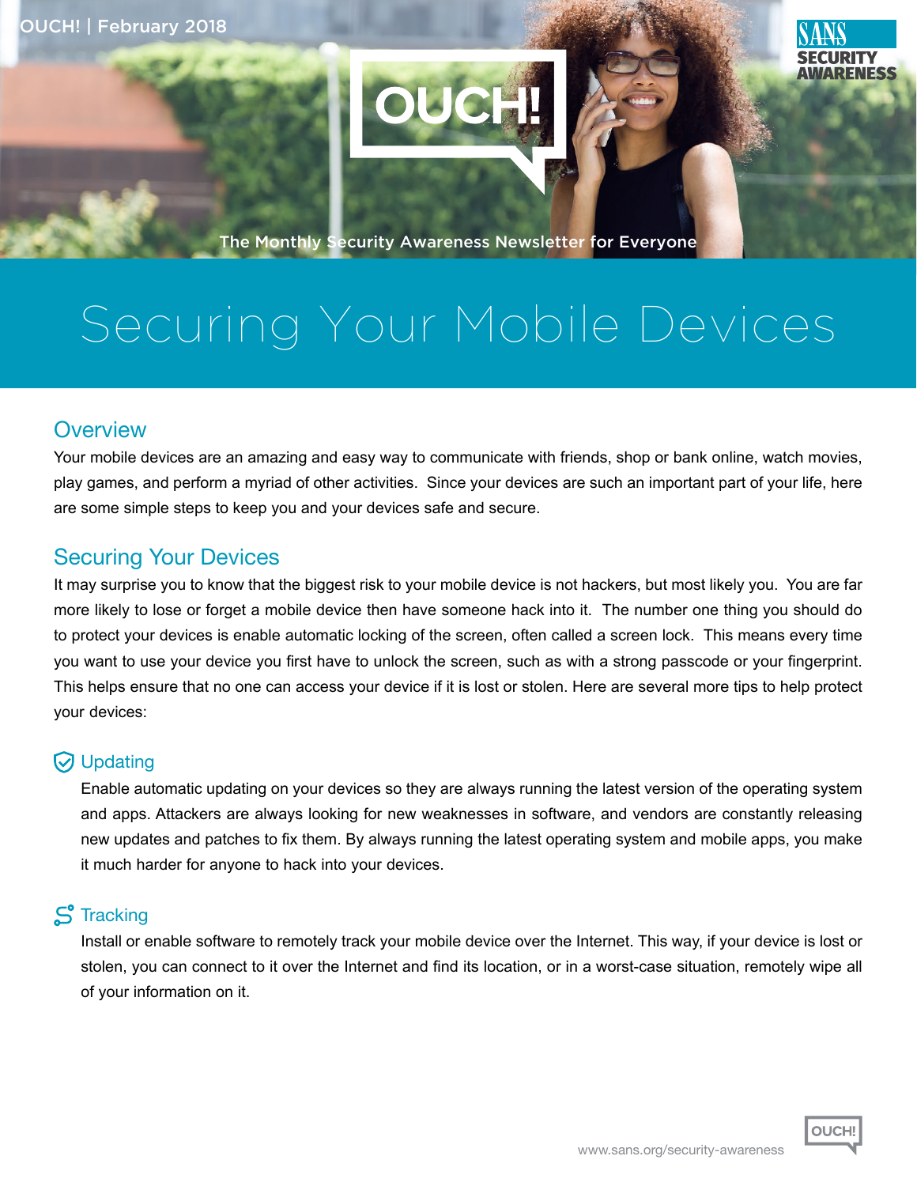# Securing Your Mobile Devices

## Overview

Your mobile devices are an amazing and easy way to communicate with friends, shop or bank online, watch movies, play games, and perform a myriad of other activities. Since your devices are such an important part of your life, here are some simple steps to keep you and your devices safe and secure.

## Securing Your Devices

It may surprise you to know that the biggest risk to your mobile device is not hackers, but most likely you. You are far more likely to lose or forget a mobile device then have someone hack into it. The number one thing you should do to protect your devices is enable automatic locking of the screen, often called a screen lock. This means every time you want to use your device you first have to unlock the screen, such as with a strong passcode or your fingerprint. This helps ensure that no one can access your device if it is lost or stolen. Here are several more tips to help protect your devices:

### Updating

Enable automatic updating on your devices so they are always running the latest version of the operating system and apps. Attackers are always looking for new weaknesses in software, and vendors are constantly releasing new updates and patches to fix them. By always running the latest operating system and mobile apps, you make it much harder for anyone to hack into your devices.

### Tracking

Install or enable software to remotely track your mobile device over the Internet. This way, if your device is lost or stolen, you can connect to it over the Internet and find its location, or in a worst-case situation, remotely wipe all of your information on it.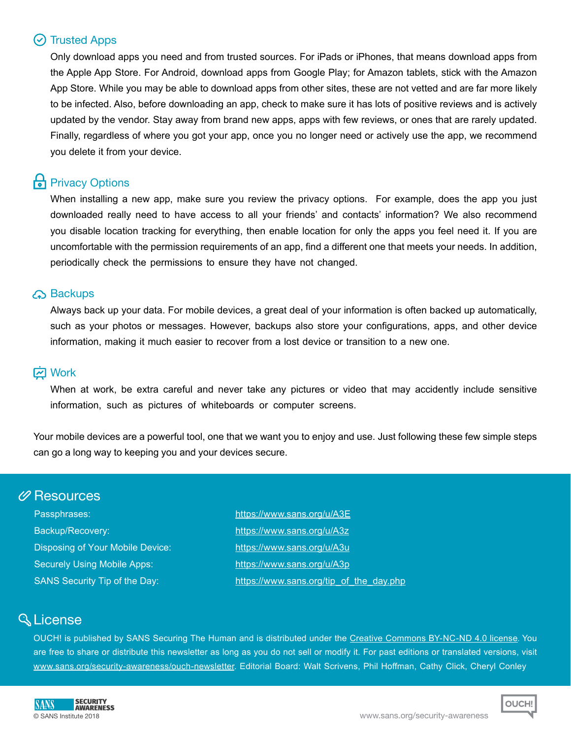### Trusted Apps

Only download apps you need and from trusted sources. For iPads or iPhones, that means download apps from the Apple App Store. For Android, download apps from Google Play; for Amazon tablets, stick with the Amazon App Store. While you may be able to download apps from other sites, these are not vetted and are far more likely to be infected. Also, before downloading an app, check to make sure it has lots of positive reviews and is actively updated by the vendor. Stay away from brand new apps, apps with few reviews, or ones that are rarely updated. Finally, regardless of where you got your app, once you no longer need or actively use the app, we recommend you delete it from your device.

### Privacy Options

When installing a new app, make sure you review the privacy options. For example, does the app you just downloaded really need to have access to all your friends' and contacts' information? We also recommend you disable location tracking for everything, then enable location for only the apps you feel need it. If you are uncomfortable with the permission requirements of an app, find a different one that meets your needs. In addition, periodically check the permissions to ensure they have not changed.

### Backups

Always back up your data. For mobile devices, a great deal of your information is often backed up automatically, such as your photos or messages. However, backups also store your configurations, apps, and other device information, making it much easier to recover from a lost device or transition to a new one.

### Work

When at work, be extra careful and never take any pictures or video that may accidently include sensitive information, such as pictures of whiteboards or computer screens.

Your mobile devices are a powerful tool, one that we want you to enjoy and use. Just following these few simple steps can go a long way to keeping you and your devices secure.

## Resources

| | |
|---|---|
| Passphrases: | https://www.sans.org/u/A3E |
| Backup/Recovery: | https://www.sans.org/u/A3z |
| Disposing of Your Mobile Device: | https://www.sans.org/u/A3u |
| Securely Using Mobile Apps: | https://www.sans.org/u/A3p |
| SANS Security Tip of the Day: | https://www.sans.org/tip_of_the_day.php |

## License

OUCH! is published by SANS Securing The Human and is distributed under the Creative Commons BY-NC-ND 4.0 license. You are free to share or distribute this newsletter as long as you do not sell or modify it. For past editions or translated versions, visit www.sans.org/security-awareness/ouch-newsletter. Editorial Board: Walt Scrivens, Phil Hoffman, Cathy Click, Cheryl Conley

SANS SECURITY AWARENESS

© SANS Institute 2018

www.sans.org/security-awareness